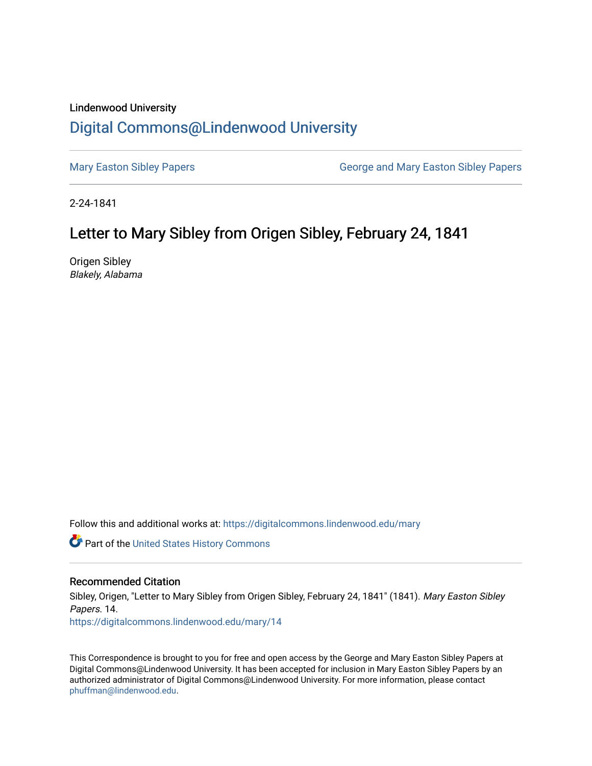Lindenwood University

# Digital Commons@Lindenwood University

Mary Easton Sibley Papers

George and Mary Easton Sibley Papers

2-24-1841

## Letter to Mary Sibley from Origen Sibley, February 24, 1841

Origen Sibley

*Blakely, Alabama*

Follow this and additional works at: https://digitalcommons.lindenwood.edu/mary

Part of the United States History Commons

### Recommended Citation

Sibley, Origen, "Letter to Mary Sibley from Origen Sibley, February 24, 1841" (1841). *Mary Easton Sibley Papers*. 14.
https://digitalcommons.lindenwood.edu/mary/14

This Correspondence is brought to you for free and open access by the George and Mary Easton Sibley Papers at Digital Commons@Lindenwood University. It has been accepted for inclusion in Mary Easton Sibley Papers by an authorized administrator of Digital Commons@Lindenwood University. For more information, please contact phuffman@lindenwood.edu.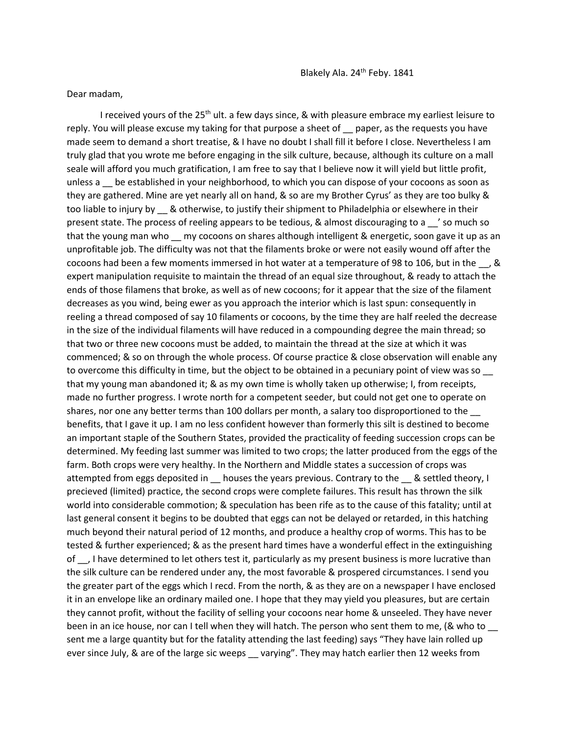Blakely Ala. 24th Feby. 1841

Dear madam,

I received yours of the 25th ult. a few days since, & with pleasure embrace my earliest leisure to reply. You will please excuse my taking for that purpose a sheet of __ paper, as the requests you have made seem to demand a short treatise, & I have no doubt I shall fill it before I close. Nevertheless I am truly glad that you wrote me before engaging in the silk culture, because, although its culture on a mall seale will afford you much gratification, I am free to say that I believe now it will yield but little profit, unless a __ be established in your neighborhood, to which you can dispose of your cocoons as soon as they are gathered. Mine are yet nearly all on hand, & so are my Brother Cyrus' as they are too bulky & too liable to injury by __ & otherwise, to justify their shipment to Philadelphia or elsewhere in their present state. The process of reeling appears to be tedious, & almost discouraging to a __' so much so that the young man who __ my cocoons on shares although intelligent & energetic, soon gave it up as an unprofitable job. The difficulty was not that the filaments broke or were not easily wound off after the cocoons had been a few moments immersed in hot water at a temperature of 98 to 106, but in the __, & expert manipulation requisite to maintain the thread of an equal size throughout, & ready to attach the ends of those filamens that broke, as well as of new cocoons; for it appear that the size of the filament decreases as you wind, being ewer as you approach the interior which is last spun: consequently in reeling a thread composed of say 10 filaments or cocoons, by the time they are half reeled the decrease in the size of the individual filaments will have reduced in a compounding degree the main thread; so that two or three new cocoons must be added, to maintain the thread at the size at which it was commenced; & so on through the whole process. Of course practice & close observation will enable any to overcome this difficulty in time, but the object to be obtained in a pecuniary point of view was so __ that my young man abandoned it; & as my own time is wholly taken up otherwise; I, from receipts, made no further progress. I wrote north for a competent seeder, but could not get one to operate on shares, nor one any better terms than 100 dollars per month, a salary too disproportioned to the __ benefits, that I gave it up. I am no less confident however than formerly this silt is destined to become an important staple of the Southern States, provided the practicality of feeding succession crops can be determined. My feeding last summer was limited to two crops; the latter produced from the eggs of the farm. Both crops were very healthy. In the Northern and Middle states a succession of crops was attempted from eggs deposited in __ houses the years previous. Contrary to the __ & settled theory, I precieved (limited) practice, the second crops were complete failures. This result has thrown the silk world into considerable commotion; & speculation has been rife as to the cause of this fatality; until at last general consent it begins to be doubted that eggs can not be delayed or retarded, in this hatching much beyond their natural period of 12 months, and produce a healthy crop of worms. This has to be tested & further experienced; & as the present hard times have a wonderful effect in the extinguishing of __, I have determined to let others test it, particularly as my present business is more lucrative than the silk culture can be rendered under any, the most favorable & prospered circumstances. I send you the greater part of the eggs which I recd. From the north, & as they are on a newspaper I have enclosed it in an envelope like an ordinary mailed one. I hope that they may yield you pleasures, but are certain they cannot profit, without the facility of selling your cocoons near home & unseeled. They have never been in an ice house, nor can I tell when they will hatch. The person who sent them to me, (& who to __ sent me a large quantity but for the fatality attending the last feeding) says "They have lain rolled up ever since July, & are of the large sic weeps __ varying". They may hatch earlier then 12 weeks from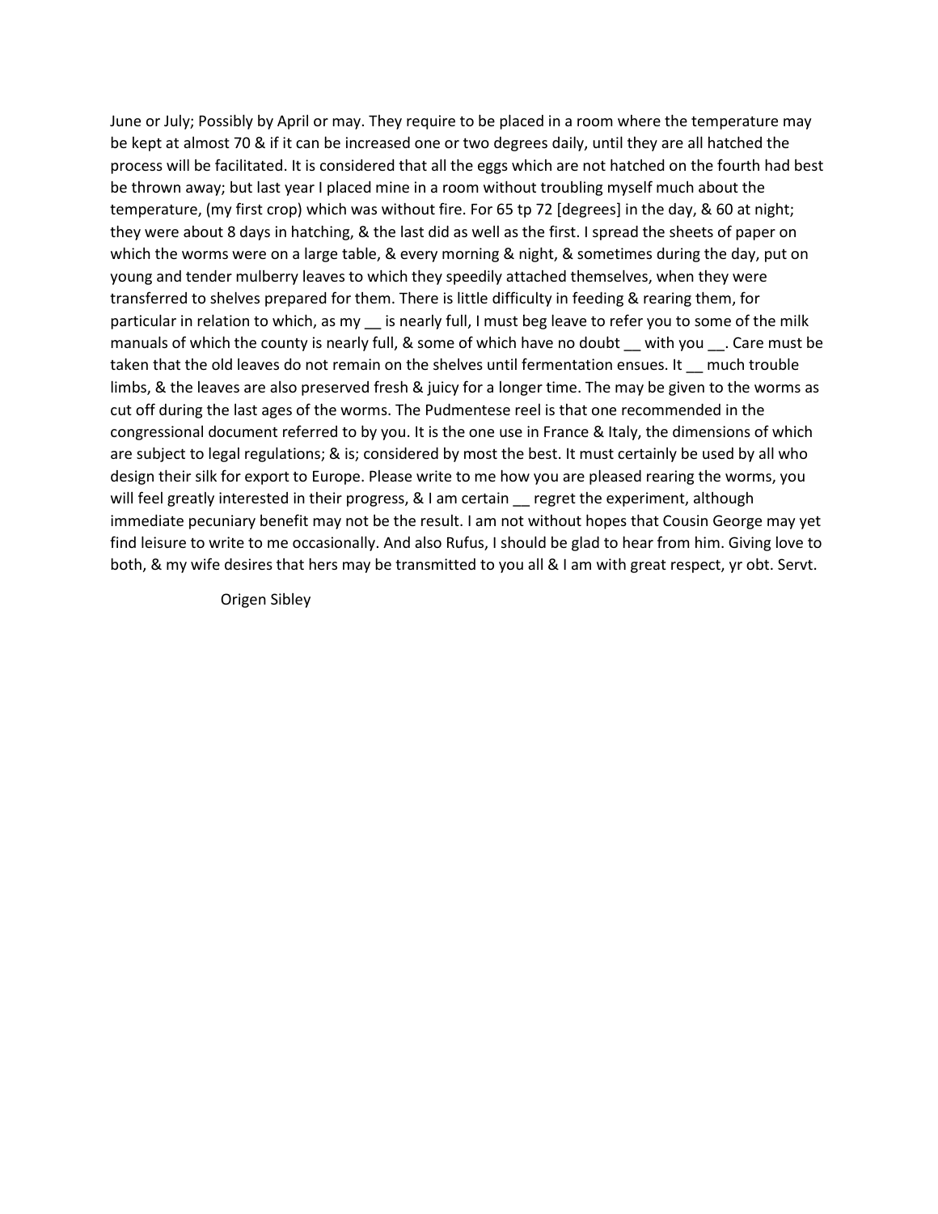June or July; Possibly by April or may. They require to be placed in a room where the temperature may be kept at almost 70 & if it can be increased one or two degrees daily, until they are all hatched the process will be facilitated. It is considered that all the eggs which are not hatched on the fourth had best be thrown away; but last year I placed mine in a room without troubling myself much about the temperature, (my first crop) which was without fire. For 65 tp 72 [degrees] in the day, & 60 at night; they were about 8 days in hatching, & the last did as well as the first. I spread the sheets of paper on which the worms were on a large table, & every morning & night, & sometimes during the day, put on young and tender mulberry leaves to which they speedily attached themselves, when they were transferred to shelves prepared for them. There is little difficulty in feeding & rearing them, for particular in relation to which, as my __ is nearly full, I must beg leave to refer you to some of the milk manuals of which the county is nearly full, & some of which have no doubt __ with you __. Care must be taken that the old leaves do not remain on the shelves until fermentation ensues. It __ much trouble limbs, & the leaves are also preserved fresh & juicy for a longer time. The may be given to the worms as cut off during the last ages of the worms. The Pudmentese reel is that one recommended in the congressional document referred to by you. It is the one use in France & Italy, the dimensions of which are subject to legal regulations; & is; considered by most the best. It must certainly be used by all who design their silk for export to Europe. Please write to me how you are pleased rearing the worms, you will feel greatly interested in their progress, & I am certain __ regret the experiment, although immediate pecuniary benefit may not be the result. I am not without hopes that Cousin George may yet find leisure to write to me occasionally. And also Rufus, I should be glad to hear from him. Giving love to both, & my wife desires that hers may be transmitted to you all & I am with great respect, yr obt. Servt.

Origen Sibley